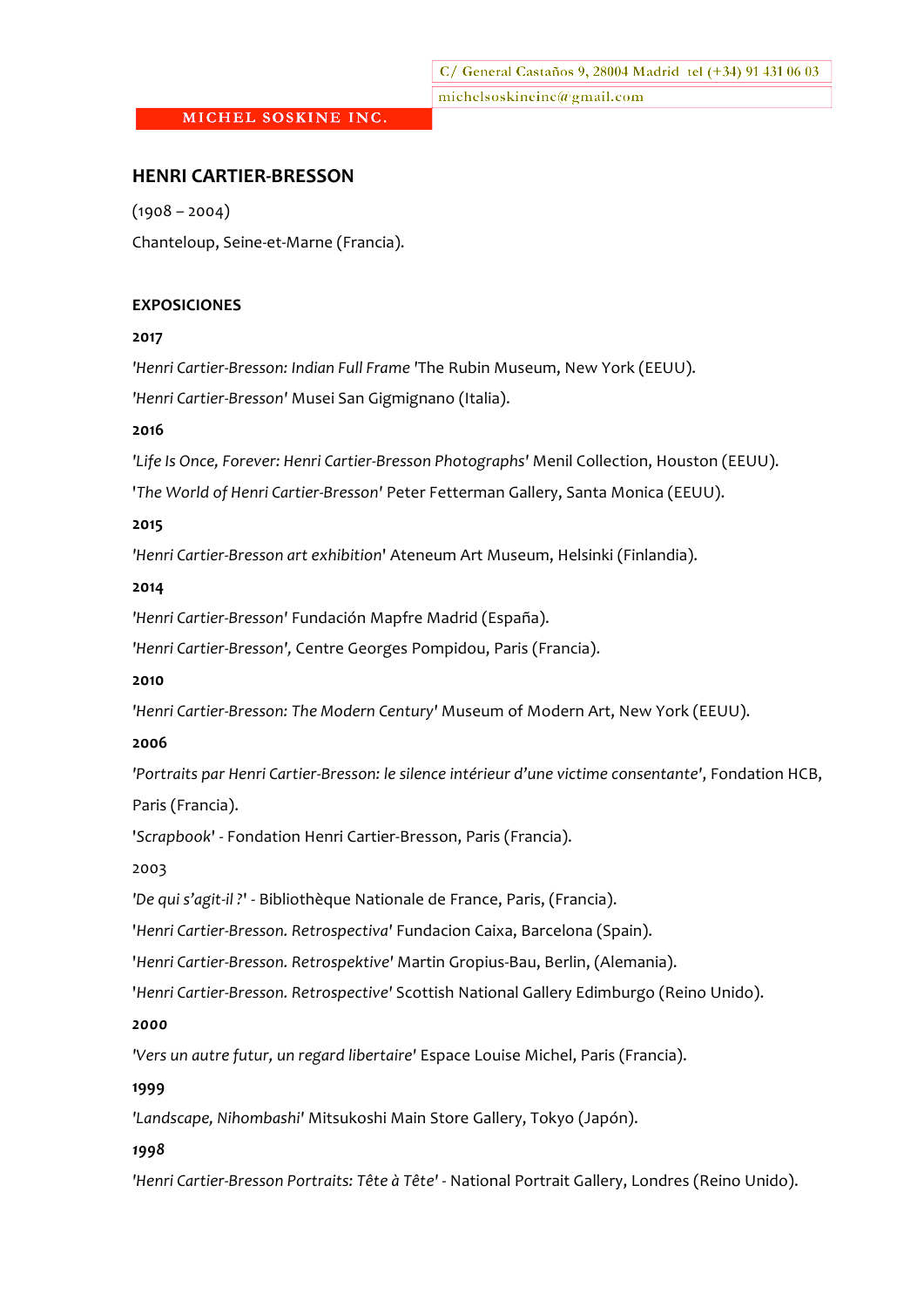C/ General Castaños 9, 28004 Madrid tel (+34) 91 431 06 03

michelsoskineinc@gmail.com

**MICHEL SOSKINE INC.**

## HENRI CARTIER-BRESSON

(1908 – 2004)

Chanteloup, Seine-et-Marne (Francia).

### EXPOSICIONES

**2017**

*'Henri Cartier-Bresson: Indian Full Frame* 'The Rubin Museum, New York (EEUU).

*'Henri Cartier-Bresson'* Musei San Gigmignano (Italia).

**2016**

*'Life Is Once, Forever: Henri Cartier-Bresson Photographs'* Menil Collection, Houston (EEUU).

'*The World of Henri Cartier-Bresson*' Peter Fetterman Gallery, Santa Monica (EEUU).

**2015**

*'Henri Cartier-Bresson art exhibition*' Ateneum Art Museum, Helsinki (Finlandia).

**2014**

*'Henri Cartier-Bresson'* Fundación Mapfre Madrid (España).

*'Henri Cartier-Bresson',* Centre Georges Pompidou, Paris (Francia).

**2010**

*'Henri Cartier-Bresson: The Modern Century'* Museum of Modern Art, New York (EEUU).

**2006**

*'Portraits par Henri Cartier-Bresson: le silence intérieur d'une victime consentante'*, Fondation HCB, Paris (Francia).

'*Scrapbook*' - Fondation Henri Cartier-Bresson, Paris (Francia).

2003

*'De qui s'agit-il ?*' - Bibliothèque Nationale de France, Paris, (Francia).

'*Henri Cartier-Bresson. Retrospectiva*' Fundacion Caixa, Barcelona (Spain).

'*Henri Cartier-Bresson. Retrospektive*' Martin Gropius-Bau, Berlin, (Alemania).

'*Henri Cartier-Bresson. Retrospective*' Scottish National Gallery Edimburgo (Reino Unido).

**2000**

*'Vers un autre futur, un regard libertaire'* Espace Louise Michel, Paris (Francia).

**1999**

*'Landscape, Nihombashi'* Mitsukoshi Main Store Gallery, Tokyo (Japón).

**1998**

*'Henri Cartier-Bresson Portraits: Tête à Tête'* - National Portrait Gallery, Londres (Reino Unido).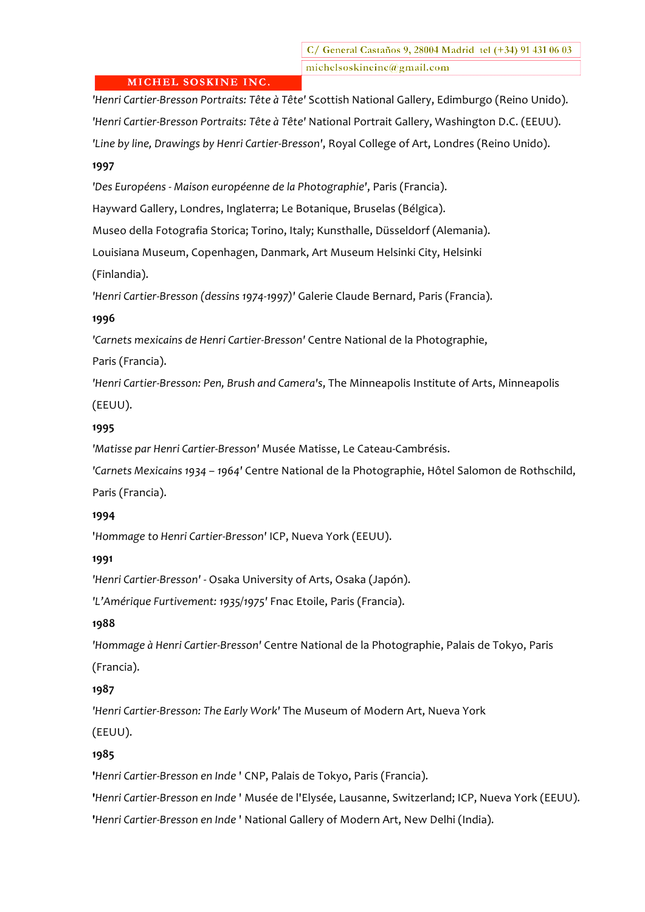*'Henri Cartier-Bresson Portraits: Tête à Tête'* Scottish National Gallery, Edimburgo (Reino Unido).

*'Henri Cartier-Bresson Portraits: Tête à Tête'* National Portrait Gallery, Washington D.C. (EEUU).

*'Line by line, Drawings by Henri Cartier-Bresson'*, Royal College of Art, Londres (Reino Unido).

**1997**

*'Des Européens - Maison européenne de la Photographie'*, Paris (Francia).

Hayward Gallery, Londres, Inglaterra; Le Botanique, Bruselas (Bélgica).

Museo della Fotografia Storica; Torino, Italy; Kunsthalle, Düsseldorf (Alemania).

Louisiana Museum, Copenhagen, Danmark, Art Museum Helsinki City, Helsinki (Finlandia).

*'Henri Cartier-Bresson (dessins 1974-1997)'* Galerie Claude Bernard, Paris (Francia).

**1996**

*'Carnets mexicains de Henri Cartier-Bresson'* Centre National de la Photographie, Paris (Francia).

*'Henri Cartier-Bresson: Pen, Brush and Camera's*, The Minneapolis Institute of Arts, Minneapolis (EEUU).

**1995**

*'Matisse par Henri Cartier-Bresson'* Musée Matisse, Le Cateau-Cambrésis.

*'Carnets Mexicains 1934 – 1964'* Centre National de la Photographie, Hôtel Salomon de Rothschild, Paris (Francia).

**1994**

*'Hommage to Henri Cartier-Bresson'* ICP, Nueva York (EEUU).

**1991**

*'Henri Cartier-Bresson'* - Osaka University of Arts, Osaka (Japón).

*'L'Amérique Furtivement: 1935/1975'* Fnac Etoile, Paris (Francia).

**1988**

*'Hommage à Henri Cartier-Bresson'* Centre National de la Photographie, Palais de Tokyo, Paris (Francia).

**1987**

*'Henri Cartier-Bresson: The Early Work'* The Museum of Modern Art, Nueva York (EEUU).

**1985**

*'Henri Cartier-Bresson en Inde '* CNP, Palais de Tokyo, Paris (Francia).

*'Henri Cartier-Bresson en Inde '* Musée de l'Elysée, Lausanne, Switzerland; ICP, Nueva York (EEUU).

*'Henri Cartier-Bresson en Inde '* National Gallery of Modern Art, New Delhi (India).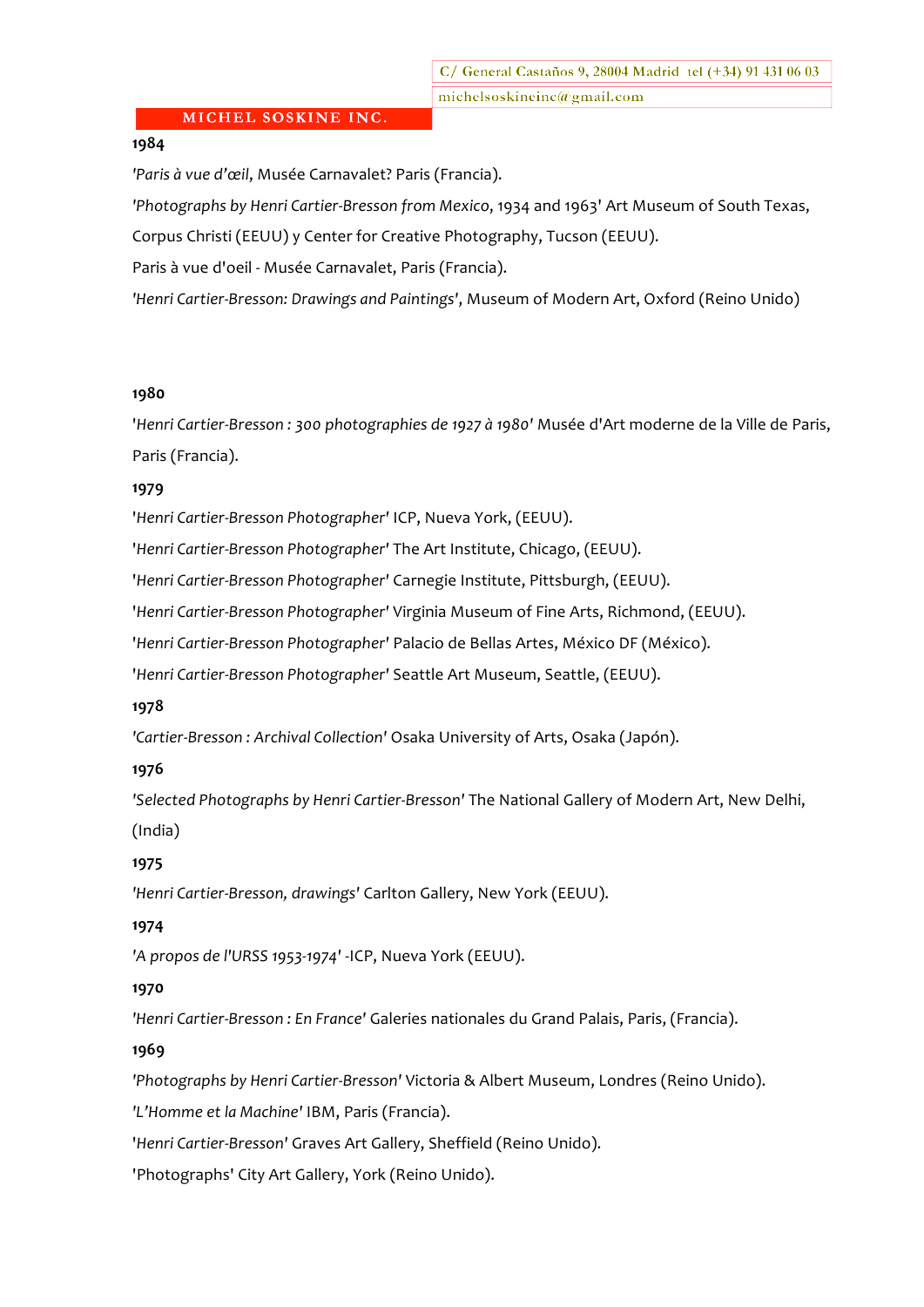**1984**

*'Paris à vue d'œil*, Musée Carnavalet? Paris (Francia).

*'Photographs by Henri Cartier-Bresson from Mexico*, 1934 and 1963' Art Museum of South Texas, Corpus Christi (EEUU) y Center for Creative Photography, Tucson (EEUU).

Paris à vue d'oeil - Musée Carnavalet, Paris (Francia).

*'Henri Cartier-Bresson: Drawings and Paintings'*, Museum of Modern Art, Oxford (Reino Unido)

**1980**

'*Henri Cartier-Bresson : 300 photographies de 1927 à 1980'* Musée d'Art moderne de la Ville de Paris, Paris (Francia).

**1979**

'*Henri Cartier-Bresson Photographer'* ICP, Nueva York, (EEUU).

'*Henri Cartier-Bresson Photographer'* The Art Institute, Chicago, (EEUU).

'*Henri Cartier-Bresson Photographer'* Carnegie Institute, Pittsburgh, (EEUU).

'*Henri Cartier-Bresson Photographer'* Virginia Museum of Fine Arts, Richmond, (EEUU).

'*Henri Cartier-Bresson Photographer'* Palacio de Bellas Artes, México DF (México).

'*Henri Cartier-Bresson Photographer'* Seattle Art Museum, Seattle, (EEUU).

**1978**

*'Cartier-Bresson : Archival Collection'* Osaka University of Arts, Osaka (Japón).

**1976**

*'Selected Photographs by Henri Cartier-Bresson'* The National Gallery of Modern Art, New Delhi, (India)

**1975**

*'Henri Cartier-Bresson, drawings'* Carlton Gallery, New York (EEUU).

**1974**

*'A propos de l'URSS 1953-1974'* -ICP, Nueva York (EEUU).

**1970**

*'Henri Cartier-Bresson : En France'* Galeries nationales du Grand Palais, Paris, (Francia).

**1969**

*'Photographs by Henri Cartier-Bresson'* Victoria & Albert Museum, Londres (Reino Unido).

*'L'Homme et la Machine'* IBM, Paris (Francia).

'*Henri Cartier-Bresson'* Graves Art Gallery, Sheffield (Reino Unido).

'Photographs' City Art Gallery, York (Reino Unido).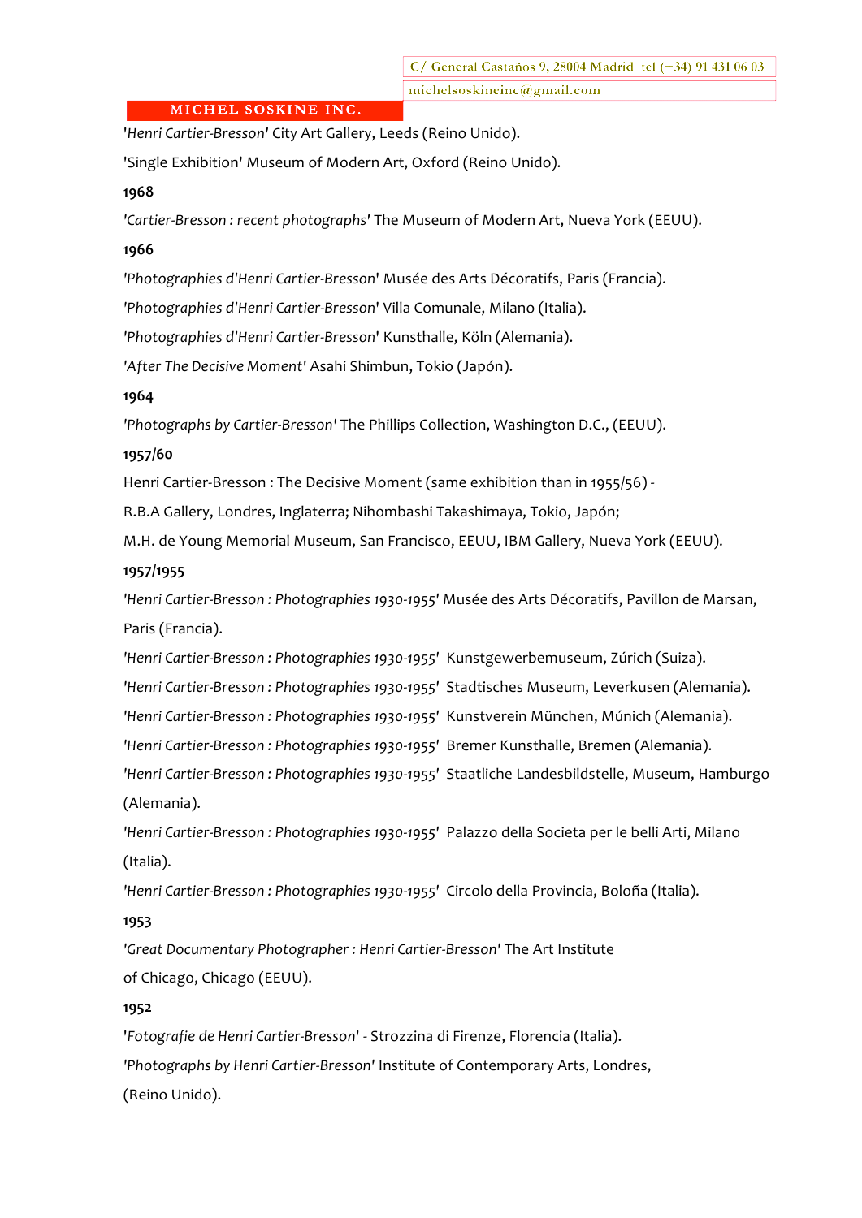'*Henri Cartier-Bresson*' City Art Gallery, Leeds (Reino Unido).

'Single Exhibition' Museum of Modern Art, Oxford (Reino Unido).

**1968**

*'Cartier-Bresson : recent photographs'* The Museum of Modern Art, Nueva York (EEUU).

**1966**

*'Photographies d'Henri Cartier-Bresson*' Musée des Arts Décoratifs, Paris (Francia).

*'Photographies d'Henri Cartier-Bresson*' Villa Comunale, Milano (Italia).

*'Photographies d'Henri Cartier-Bresson*' Kunsthalle, Köln (Alemania).

*'After The Decisive Moment'* Asahi Shimbun, Tokio (Japón).

**1964**

*'Photographs by Cartier-Bresson'* The Phillips Collection, Washington D.C., (EEUU).

**1957/60**

Henri Cartier-Bresson : The Decisive Moment (same exhibition than in 1955/56) -

R.B.A Gallery, Londres, Inglaterra; Nihombashi Takashimaya, Tokio, Japón;

M.H. de Young Memorial Museum, San Francisco, EEUU, IBM Gallery, Nueva York (EEUU).

**1957/1955**

*'Henri Cartier-Bresson : Photographies 1930-1955'* Musée des Arts Décoratifs, Pavillon de Marsan, Paris (Francia).

*'Henri Cartier-Bresson : Photographies 1930-1955'* Kunstgewerbemuseum, Zúrich (Suiza).

*'Henri Cartier-Bresson : Photographies 1930-1955'* Stadtisches Museum, Leverkusen (Alemania).

*'Henri Cartier-Bresson : Photographies 1930-1955'* Kunstverein München, Múnich (Alemania).

*'Henri Cartier-Bresson : Photographies 1930-1955'* Bremer Kunsthalle, Bremen (Alemania).

*'Henri Cartier-Bresson : Photographies 1930-1955'* Staatliche Landesbildstelle, Museum, Hamburgo (Alemania).

*'Henri Cartier-Bresson : Photographies 1930-1955'* Palazzo della Societa per le belli Arti, Milano (Italia).

*'Henri Cartier-Bresson : Photographies 1930-1955'* Circolo della Provincia, Boloña (Italia).

**1953**

*'Great Documentary Photographer : Henri Cartier-Bresson'* The Art Institute of Chicago, Chicago (EEUU).

**1952**

'*Fotografie de Henri Cartier-Bresson*' - Strozzina di Firenze, Florencia (Italia).

*'Photographs by Henri Cartier-Bresson'* Institute of Contemporary Arts, Londres, (Reino Unido).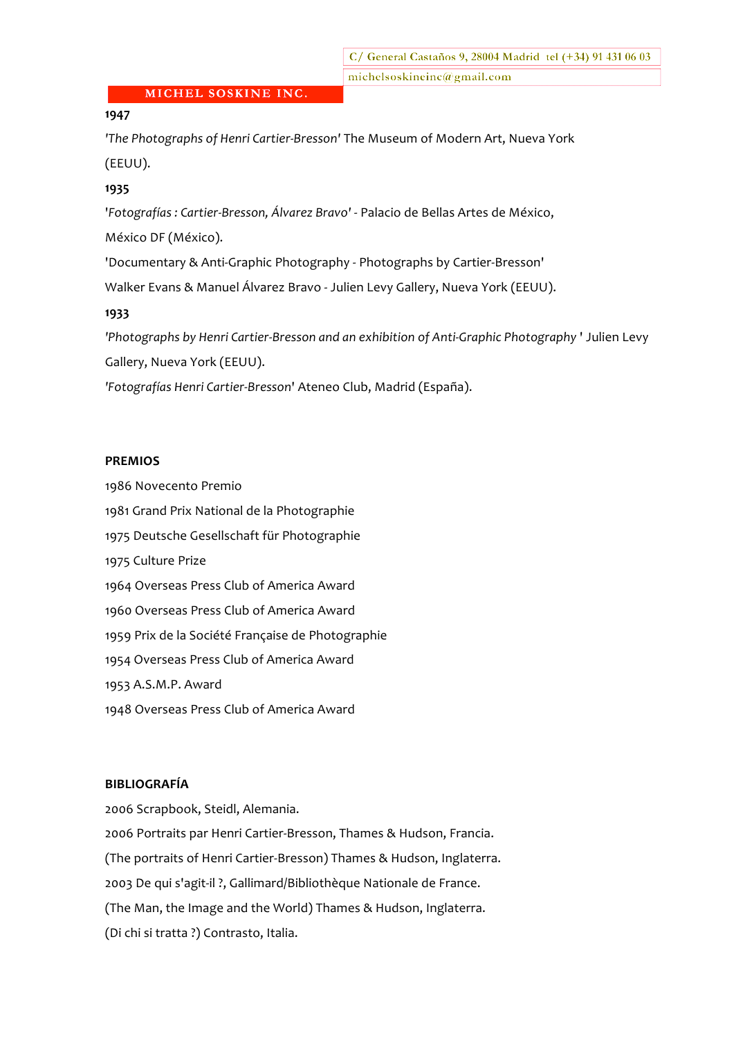**1947**

*'The Photographs of Henri Cartier-Bresson'* The Museum of Modern Art, Nueva York (EEUU).

**1935**

'*Fotografías : Cartier-Bresson, Álvarez Bravo'* - Palacio de Bellas Artes de México, México DF (México).

'Documentary & Anti-Graphic Photography - Photographs by Cartier-Bresson' Walker Evans & Manuel Álvarez Bravo - Julien Levy Gallery, Nueva York (EEUU).

**1933**

*'Photographs by Henri Cartier-Bresson and an exhibition of Anti-Graphic Photography* ' Julien Levy Gallery, Nueva York (EEUU).

*'Fotografías Henri Cartier-Bresson*' Ateneo Club, Madrid (España).

**PREMIOS**

1986 Novecento Premio

1981 Grand Prix National de la Photographie

1975 Deutsche Gesellschaft für Photographie

1975 Culture Prize

1964 Overseas Press Club of America Award

1960 Overseas Press Club of America Award

1959 Prix de la Société Française de Photographie

1954 Overseas Press Club of America Award

1953 A.S.M.P. Award

1948 Overseas Press Club of America Award

**BIBLIOGRAFÍA**

2006 Scrapbook, Steidl, Alemania.

2006 Portraits par Henri Cartier-Bresson, Thames & Hudson, Francia.

(The portraits of Henri Cartier-Bresson) Thames & Hudson, Inglaterra.

2003 De qui s'agit-il ?, Gallimard/Bibliothèque Nationale de France.

(The Man, the Image and the World) Thames & Hudson, Inglaterra.

(Di chi si tratta ?) Contrasto, Italia.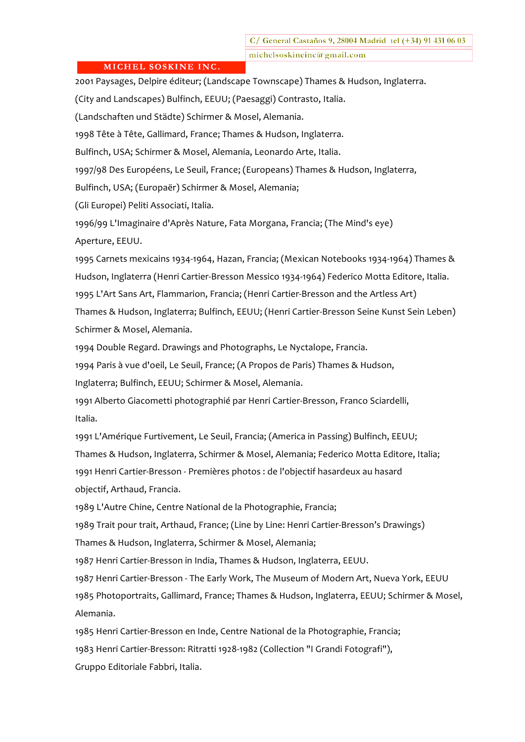2001 Paysages, Delpire éditeur; (Landscape Townscape) Thames & Hudson, Inglaterra. (City and Landscapes) Bulfinch, EEUU; (Paesaggi) Contrasto, Italia. (Landschaften und Städte) Schirmer & Mosel, Alemania.

1998 Tête à Tête, Gallimard, France; Thames & Hudson, Inglaterra. Bulfinch, USA; Schirmer & Mosel, Alemania, Leonardo Arte, Italia.

1997/98 Des Européens, Le Seuil, France; (Europeans) Thames & Hudson, Inglaterra, Bulfinch, USA; (Europaër) Schirmer & Mosel, Alemania; (Gli Europei) Peliti Associati, Italia.

1996/99 L'Imaginaire d'Après Nature, Fata Morgana, Francia; (The Mind's eye) Aperture, EEUU.

1995 Carnets mexicains 1934-1964, Hazan, Francia; (Mexican Notebooks 1934-1964) Thames & Hudson, Inglaterra (Henri Cartier-Bresson Messico 1934-1964) Federico Motta Editore, Italia.

1995 L'Art Sans Art, Flammarion, Francia; (Henri Cartier-Bresson and the Artless Art) Thames & Hudson, Inglaterra; Bulfinch, EEUU; (Henri Cartier-Bresson Seine Kunst Sein Leben) Schirmer & Mosel, Alemania.

1994 Double Regard. Drawings and Photographs, Le Nyctalope, Francia.

1994 Paris à vue d'oeil, Le Seuil, France; (A Propos de Paris) Thames & Hudson, Inglaterra; Bulfinch, EEUU; Schirmer & Mosel, Alemania.

1991 Alberto Giacometti photographié par Henri Cartier-Bresson, Franco Sciardelli, Italia.

1991 L'Amérique Furtivement, Le Seuil, Francia; (America in Passing) Bulfinch, EEUU; Thames & Hudson, Inglaterra, Schirmer & Mosel, Alemania; Federico Motta Editore, Italia;

1991 Henri Cartier-Bresson - Premières photos : de l'objectif hasardeux au hasard objectif, Arthaud, Francia.

1989 L'Autre Chine, Centre National de la Photographie, Francia;

1989 Trait pour trait, Arthaud, France; (Line by Line: Henri Cartier-Bresson's Drawings) Thames & Hudson, Inglaterra, Schirmer & Mosel, Alemania;

1987 Henri Cartier-Bresson in India, Thames & Hudson, Inglaterra, EEUU.

1987 Henri Cartier-Bresson - The Early Work, The Museum of Modern Art, Nueva York, EEUU

1985 Photoportraits, Gallimard, France; Thames & Hudson, Inglaterra, EEUU; Schirmer & Mosel, Alemania.

1985 Henri Cartier-Bresson en Inde, Centre National de la Photographie, Francia;

1983 Henri Cartier-Bresson: Ritratti 1928-1982 (Collection "I Grandi Fotografi"), Gruppo Editoriale Fabbri, Italia.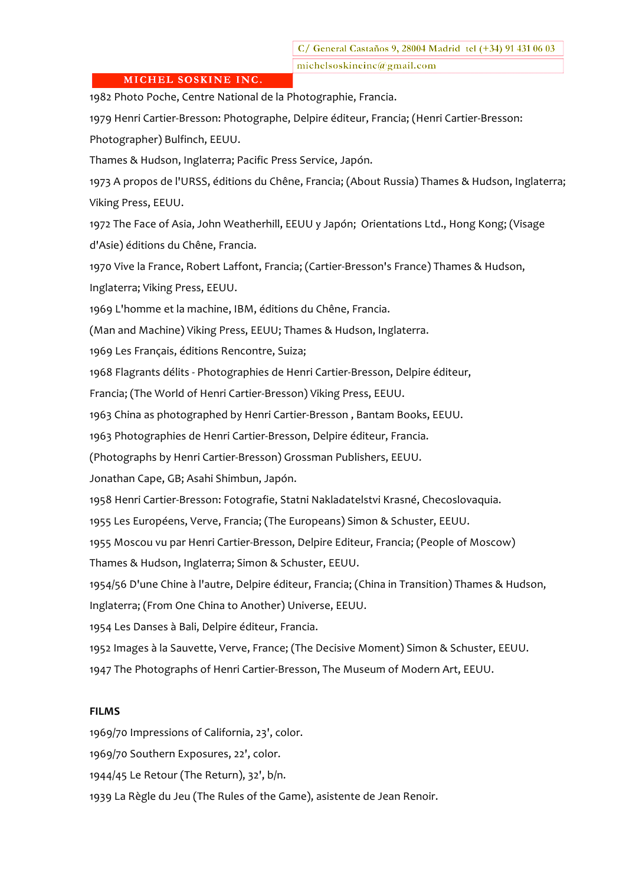1982 Photo Poche, Centre National de la Photographie, Francia.

1979 Henri Cartier-Bresson: Photographe, Delpire éditeur, Francia; (Henri Cartier-Bresson: Photographer) Bulfinch, EEUU.

Thames & Hudson, Inglaterra; Pacific Press Service, Japón.

1973 A propos de l'URSS, éditions du Chêne, Francia; (About Russia) Thames & Hudson, Inglaterra; Viking Press, EEUU.

1972 The Face of Asia, John Weatherhill, EEUU y Japón; Orientations Ltd., Hong Kong; (Visage d'Asie) éditions du Chêne, Francia.

1970 Vive la France, Robert Laffont, Francia; (Cartier-Bresson's France) Thames & Hudson, Inglaterra; Viking Press, EEUU.

1969 L'homme et la machine, IBM, éditions du Chêne, Francia.

(Man and Machine) Viking Press, EEUU; Thames & Hudson, Inglaterra.

1969 Les Français, éditions Rencontre, Suiza;

1968 Flagrants délits - Photographies de Henri Cartier-Bresson, Delpire éditeur, Francia; (The World of Henri Cartier-Bresson) Viking Press, EEUU.

1963 China as photographed by Henri Cartier-Bresson , Bantam Books, EEUU.

1963 Photographies de Henri Cartier-Bresson, Delpire éditeur, Francia.

(Photographs by Henri Cartier-Bresson) Grossman Publishers, EEUU.

Jonathan Cape, GB; Asahi Shimbun, Japón.

1958 Henri Cartier-Bresson: Fotografie, Statni Nakladatelstvi Krasné, Checoslovaquia.

1955 Les Européens, Verve, Francia; (The Europeans) Simon & Schuster, EEUU.

1955 Moscou vu par Henri Cartier-Bresson, Delpire Editeur, Francia; (People of Moscow) Thames & Hudson, Inglaterra; Simon & Schuster, EEUU.

1954/56 D'une Chine à l'autre, Delpire éditeur, Francia; (China in Transition) Thames & Hudson, Inglaterra; (From One China to Another) Universe, EEUU.

1954 Les Danses à Bali, Delpire éditeur, Francia.

1952 Images à la Sauvette, Verve, France; (The Decisive Moment) Simon & Schuster, EEUU.

1947 The Photographs of Henri Cartier-Bresson, The Museum of Modern Art, EEUU.

**FILMS**

1969/70 Impressions of California, 23', color.

1969/70 Southern Exposures, 22', color.

1944/45 Le Retour (The Return), 32', b/n.

1939 La Règle du Jeu (The Rules of the Game), asistente de Jean Renoir.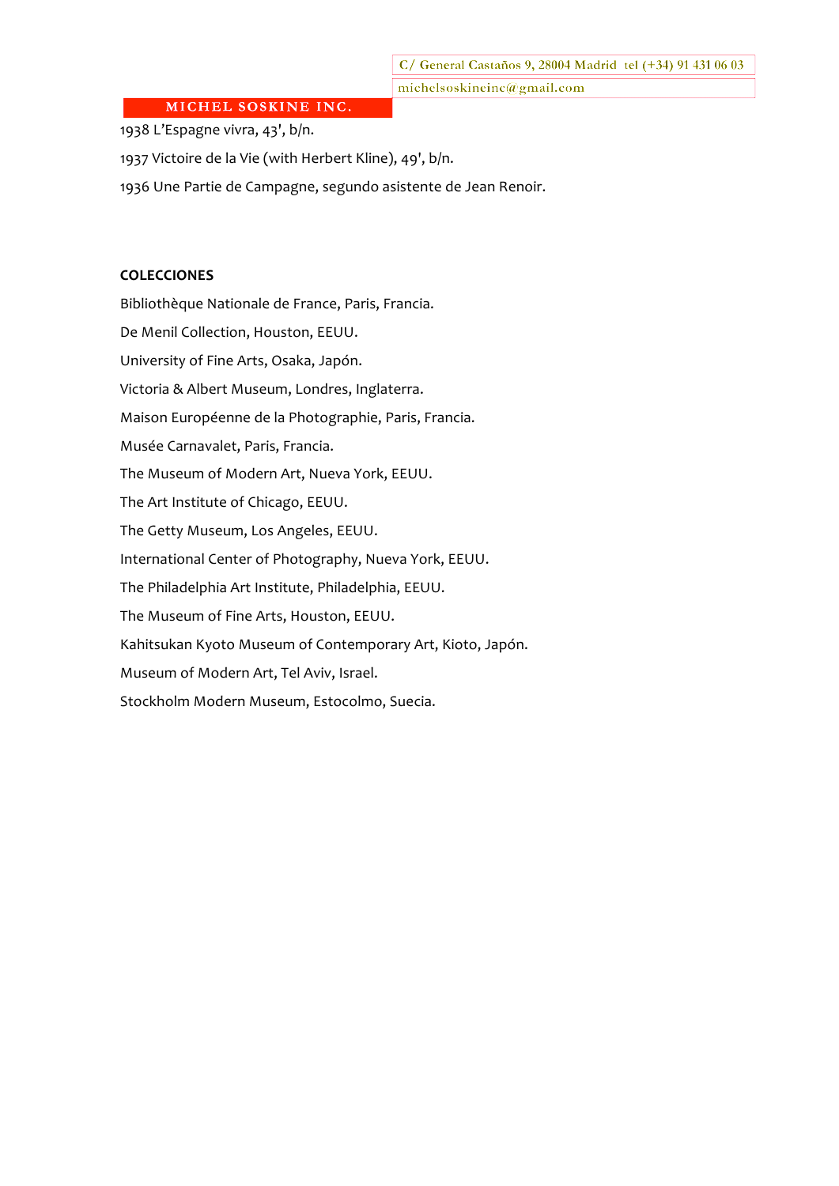1938 L'Espagne vivra, 43', b/n.

1937 Victoire de la Vie (with Herbert Kline), 49', b/n.

1936 Une Partie de Campagne, segundo asistente de Jean Renoir.

**COLECCIONES**

Bibliothèque Nationale de France, Paris, Francia.

De Menil Collection, Houston, EEUU.

University of Fine Arts, Osaka, Japón.

Victoria & Albert Museum, Londres, Inglaterra.

Maison Européenne de la Photographie, Paris, Francia.

Musée Carnavalet, Paris, Francia.

The Museum of Modern Art, Nueva York, EEUU.

The Art Institute of Chicago, EEUU.

The Getty Museum, Los Angeles, EEUU.

International Center of Photography, Nueva York, EEUU.

The Philadelphia Art Institute, Philadelphia, EEUU.

The Museum of Fine Arts, Houston, EEUU.

Kahitsukan Kyoto Museum of Contemporary Art, Kioto, Japón.

Museum of Modern Art, Tel Aviv, Israel.

Stockholm Modern Museum, Estocolmo, Suecia.